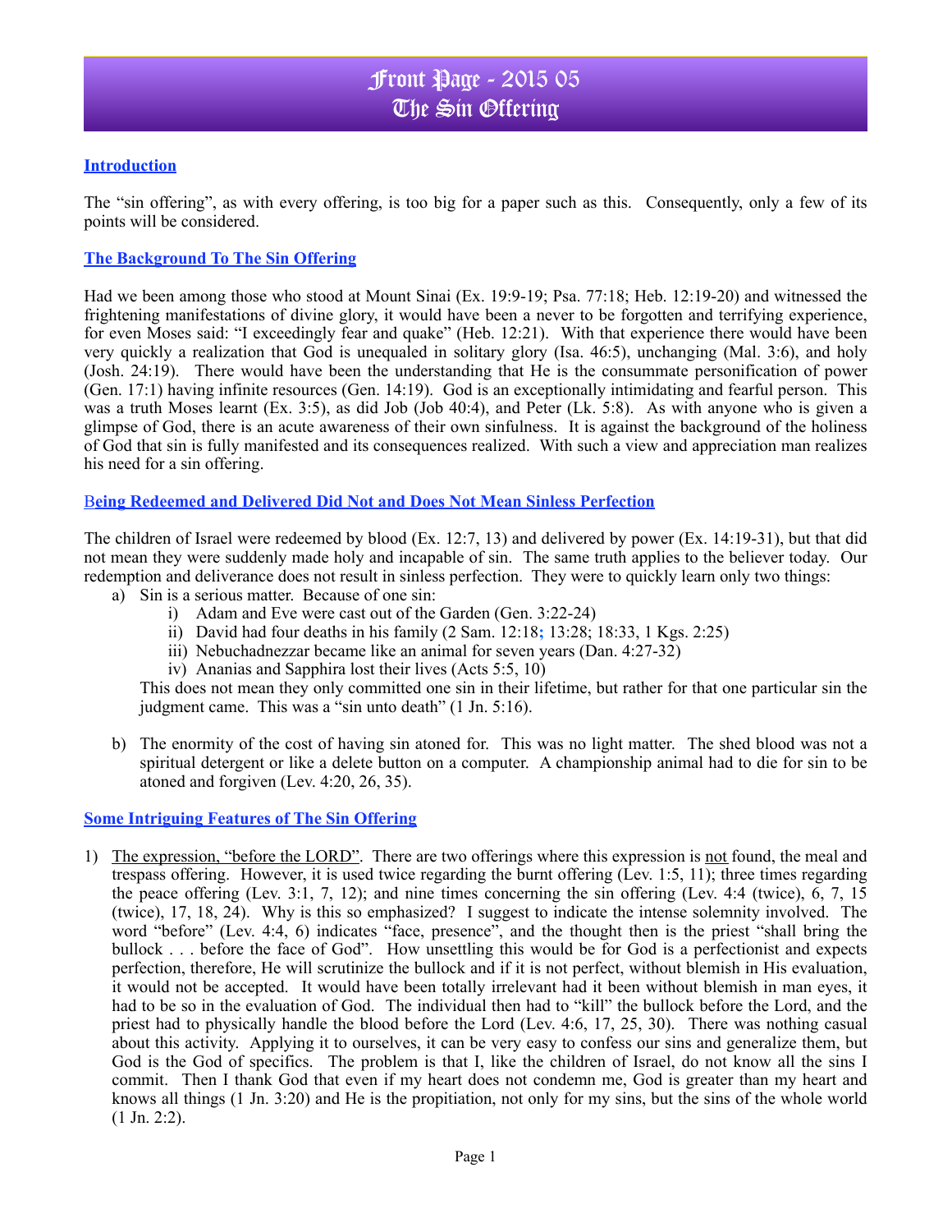# Front Page - 2015 05
# The Sin Offering

## Introduction

The "sin offering", as with every offering, is too big for a paper such as this. Consequently, only a few of its points will be considered.

## The Background To The Sin Offering

Had we been among those who stood at Mount Sinai (Ex. 19:9-19; Psa. 77:18; Heb. 12:19-20) and witnessed the frightening manifestations of divine glory, it would have been a never to be forgotten and terrifying experience, for even Moses said: "I exceedingly fear and quake" (Heb. 12:21). With that experience there would have been very quickly a realization that God is unequaled in solitary glory (Isa. 46:5), unchanging (Mal. 3:6), and holy (Josh. 24:19). There would have been the understanding that He is the consummate personification of power (Gen. 17:1) having infinite resources (Gen. 14:19). God is an exceptionally intimidating and fearful person. This was a truth Moses learnt (Ex. 3:5), as did Job (Job 40:4), and Peter (Lk. 5:8). As with anyone who is given a glimpse of God, there is an acute awareness of their own sinfulness. It is against the background of the holiness of God that sin is fully manifested and its consequences realized. With such a view and appreciation man realizes his need for a sin offering.

## Being Redeemed and Delivered Did Not and Does Not Mean Sinless Perfection

The children of Israel were redeemed by blood (Ex. 12:7, 13) and delivered by power (Ex. 14:19-31), but that did not mean they were suddenly made holy and incapable of sin. The same truth applies to the believer today. Our redemption and deliverance does not result in sinless perfection. They were to quickly learn only two things:

a) Sin is a serious matter. Because of one sin:
   i) Adam and Eve were cast out of the Garden (Gen. 3:22-24)
   ii) David had four deaths in his family (2 Sam. 12:18; 13:28; 18:33, 1 Kgs. 2:25)
   iii) Nebuchadnezzar became like an animal for seven years (Dan. 4:27-32)
   iv) Ananias and Sapphira lost their lives (Acts 5:5, 10)

   This does not mean they only committed one sin in their lifetime, but rather for that one particular sin the judgment came. This was a "sin unto death" (1 Jn. 5:16).

b) The enormity of the cost of having sin atoned for. This was no light matter. The shed blood was not a spiritual detergent or like a delete button on a computer. A championship animal had to die for sin to be atoned and forgiven (Lev. 4:20, 26, 35).

## Some Intriguing Features of The Sin Offering

1) The expression, "before the LORD". There are two offerings where this expression is not found, the meal and trespass offering. However, it is used twice regarding the burnt offering (Lev. 1:5, 11); three times regarding the peace offering (Lev. 3:1, 7, 12); and nine times concerning the sin offering (Lev. 4:4 (twice), 6, 7, 15 (twice), 17, 18, 24). Why is this so emphasized? I suggest to indicate the intense solemnity involved. The word "before" (Lev. 4:4, 6) indicates "face, presence", and the thought then is the priest "shall bring the bullock . . . before the face of God". How unsettling this would be for God is a perfectionist and expects perfection, therefore, He will scrutinize the bullock and if it is not perfect, without blemish in His evaluation, it would not be accepted. It would have been totally irrelevant had it been without blemish in man eyes, it had to be so in the evaluation of God. The individual then had to "kill" the bullock before the Lord, and the priest had to physically handle the blood before the Lord (Lev. 4:6, 17, 25, 30). There was nothing casual about this activity. Applying it to ourselves, it can be very easy to confess our sins and generalize them, but God is the God of specifics. The problem is that I, like the children of Israel, do not know all the sins I commit. Then I thank God that even if my heart does not condemn me, God is greater than my heart and knows all things (1 Jn. 3:20) and He is the propitiation, not only for my sins, but the sins of the whole world (1 Jn. 2:2).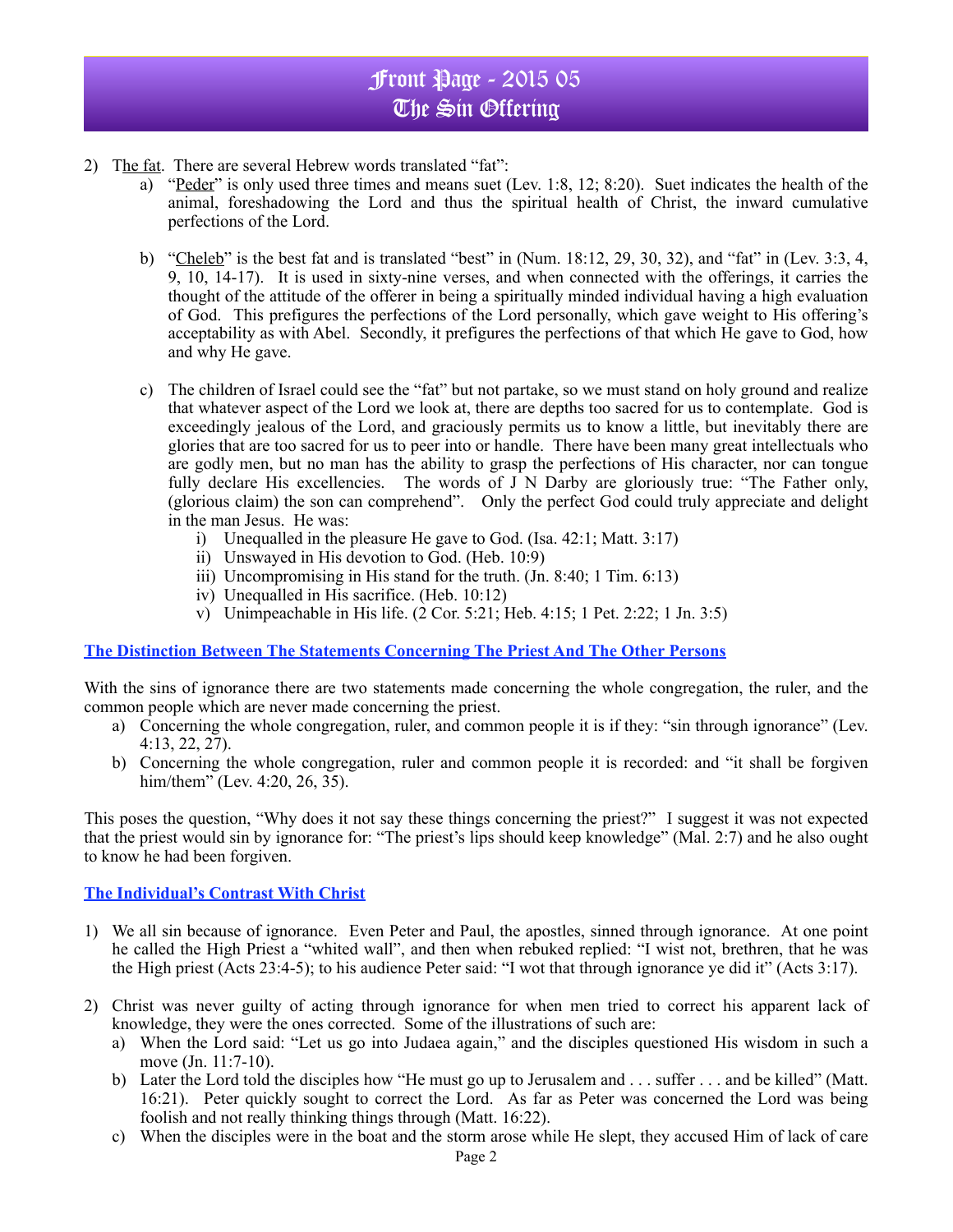2) The fat. There are several Hebrew words translated "fat":
   a) "Peder" is only used three times and means suet (Lev. 1:8, 12; 8:20). Suet indicates the health of the animal, foreshadowing the Lord and thus the spiritual health of Christ, the inward cumulative perfections of the Lord.

   b) "Cheleb" is the best fat and is translated "best" in (Num. 18:12, 29, 30, 32), and "fat" in (Lev. 3:3, 4, 9, 10, 14-17). It is used in sixty-nine verses, and when connected with the offerings, it carries the thought of the attitude of the offerer in being a spiritually minded individual having a high evaluation of God. This prefigures the perfections of the Lord personally, which gave weight to His offering's acceptability as with Abel. Secondly, it prefigures the perfections of that which He gave to God, how and why He gave.

   c) The children of Israel could see the "fat" but not partake, so we must stand on holy ground and realize that whatever aspect of the Lord we look at, there are depths too sacred for us to contemplate. God is exceedingly jealous of the Lord, and graciously permits us to know a little, but inevitably there are glories that are too sacred for us to peer into or handle. There have been many great intellectuals who are godly men, but no man has the ability to grasp the perfections of His character, nor can tongue fully declare His excellencies. The words of J N Darby are gloriously true: "The Father only, (glorious claim) the son can comprehend". Only the perfect God could truly appreciate and delight in the man Jesus. He was:
      i) Unequalled in the pleasure He gave to God. (Isa. 42:1; Matt. 3:17)
      ii) Unswayed in His devotion to God. (Heb. 10:9)
      iii) Uncompromising in His stand for the truth. (Jn. 8:40; 1 Tim. 6:13)
      iv) Unequalled in His sacrifice. (Heb. 10:12)
      v) Unimpeachable in His life. (2 Cor. 5:21; Heb. 4:15; 1 Pet. 2:22; 1 Jn. 3:5)

## The Distinction Between The Statements Concerning The Priest And The Other Persons

With the sins of ignorance there are two statements made concerning the whole congregation, the ruler, and the common people which are never made concerning the priest.

a) Concerning the whole congregation, ruler, and common people it is if they: "sin through ignorance" (Lev. 4:13, 22, 27).
b) Concerning the whole congregation, ruler and common people it is recorded: and "it shall be forgiven him/them" (Lev. 4:20, 26, 35).

This poses the question, "Why does it not say these things concerning the priest?" I suggest it was not expected that the priest would sin by ignorance for: "The priest's lips should keep knowledge" (Mal. 2:7) and he also ought to know he had been forgiven.

## The Individual's Contrast With Christ

1) We all sin because of ignorance. Even Peter and Paul, the apostles, sinned through ignorance. At one point he called the High Priest a "whited wall", and then when rebuked replied: "I wist not, brethren, that he was the High priest (Acts 23:4-5); to his audience Peter said: "I wot that through ignorance ye did it" (Acts 3:17).

2) Christ was never guilty of acting through ignorance for when men tried to correct his apparent lack of knowledge, they were the ones corrected. Some of the illustrations of such are:
   a) When the Lord said: "Let us go into Judaea again," and the disciples questioned His wisdom in such a move (Jn. 11:7-10).
   b) Later the Lord told the disciples how "He must go up to Jerusalem and . . . suffer . . . and be killed" (Matt. 16:21). Peter quickly sought to correct the Lord. As far as Peter was concerned the Lord was being foolish and not really thinking things through (Matt. 16:22).
   c) When the disciples were in the boat and the storm arose while He slept, they accused Him of lack of care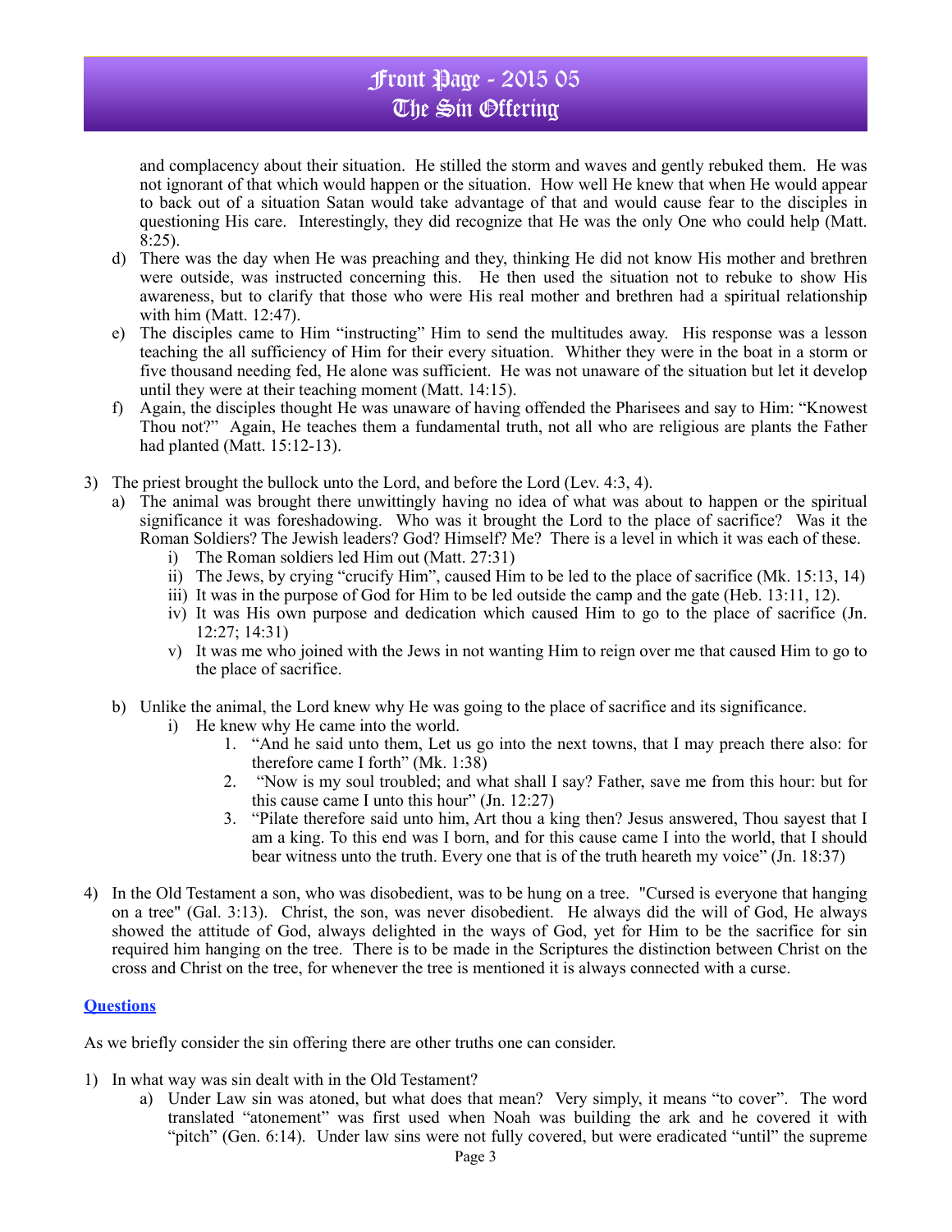and complacency about their situation. He stilled the storm and waves and gently rebuked them. He was not ignorant of that which would happen or the situation. How well He knew that when He would appear to back out of a situation Satan would take advantage of that and would cause fear to the disciples in questioning His care. Interestingly, they did recognize that He was the only One who could help (Matt. 8:25).

   d) There was the day when He was preaching and they, thinking He did not know His mother and brethren were outside, was instructed concerning this. He then used the situation not to rebuke to show His awareness, but to clarify that those who were His real mother and brethren had a spiritual relationship with him (Matt. 12:47).
   e) The disciples came to Him "instructing" Him to send the multitudes away. His response was a lesson teaching the all sufficiency of Him for their every situation. Whither they were in the boat in a storm or five thousand needing fed, He alone was sufficient. He was not unaware of the situation but let it develop until they were at their teaching moment (Matt. 14:15).
   f) Again, the disciples thought He was unaware of having offended the Pharisees and say to Him: "Knowest Thou not?" Again, He teaches them a fundamental truth, not all who are religious are plants the Father had planted (Matt. 15:12-13).

3) The priest brought the bullock unto the Lord, and before the Lord (Lev. 4:3, 4).
   a) The animal was brought there unwittingly having no idea of what was about to happen or the spiritual significance it was foreshadowing. Who was it brought the Lord to the place of sacrifice? Was it the Roman Soldiers? The Jewish leaders? God? Himself? Me? There is a level in which it was each of these.
      i) The Roman soldiers led Him out (Matt. 27:31)
      ii) The Jews, by crying "crucify Him", caused Him to be led to the place of sacrifice (Mk. 15:13, 14)
      iii) It was in the purpose of God for Him to be led outside the camp and the gate (Heb. 13:11, 12).
      iv) It was His own purpose and dedication which caused Him to go to the place of sacrifice (Jn. 12:27; 14:31)
      v) It was me who joined with the Jews in not wanting Him to reign over me that caused Him to go to the place of sacrifice.

   b) Unlike the animal, the Lord knew why He was going to the place of sacrifice and its significance.
      i) He knew why He came into the world.
         1. "And he said unto them, Let us go into the next towns, that I may preach there also: for therefore came I forth" (Mk. 1:38)
         2. "Now is my soul troubled; and what shall I say? Father, save me from this hour: but for this cause came I unto this hour" (Jn. 12:27)
         3. "Pilate therefore said unto him, Art thou a king then? Jesus answered, Thou sayest that I am a king. To this end was I born, and for this cause came I into the world, that I should bear witness unto the truth. Every one that is of the truth heareth my voice" (Jn. 18:37)

4) In the Old Testament a son, who was disobedient, was to be hung on a tree. "Cursed is everyone that hanging on a tree" (Gal. 3:13). Christ, the son, was never disobedient. He always did the will of God, He always showed the attitude of God, always delighted in the ways of God, yet for Him to be the sacrifice for sin required him hanging on the tree. There is to be made in the Scriptures the distinction between Christ on the cross and Christ on the tree, for whenever the tree is mentioned it is always connected with a curse.

## Questions

As we briefly consider the sin offering there are other truths one can consider.

1) In what way was sin dealt with in the Old Testament?
   a) Under Law sin was atoned, but what does that mean? Very simply, it means "to cover". The word translated "atonement" was first used when Noah was building the ark and he covered it with "pitch" (Gen. 6:14). Under law sins were not fully covered, but were eradicated "until" the supreme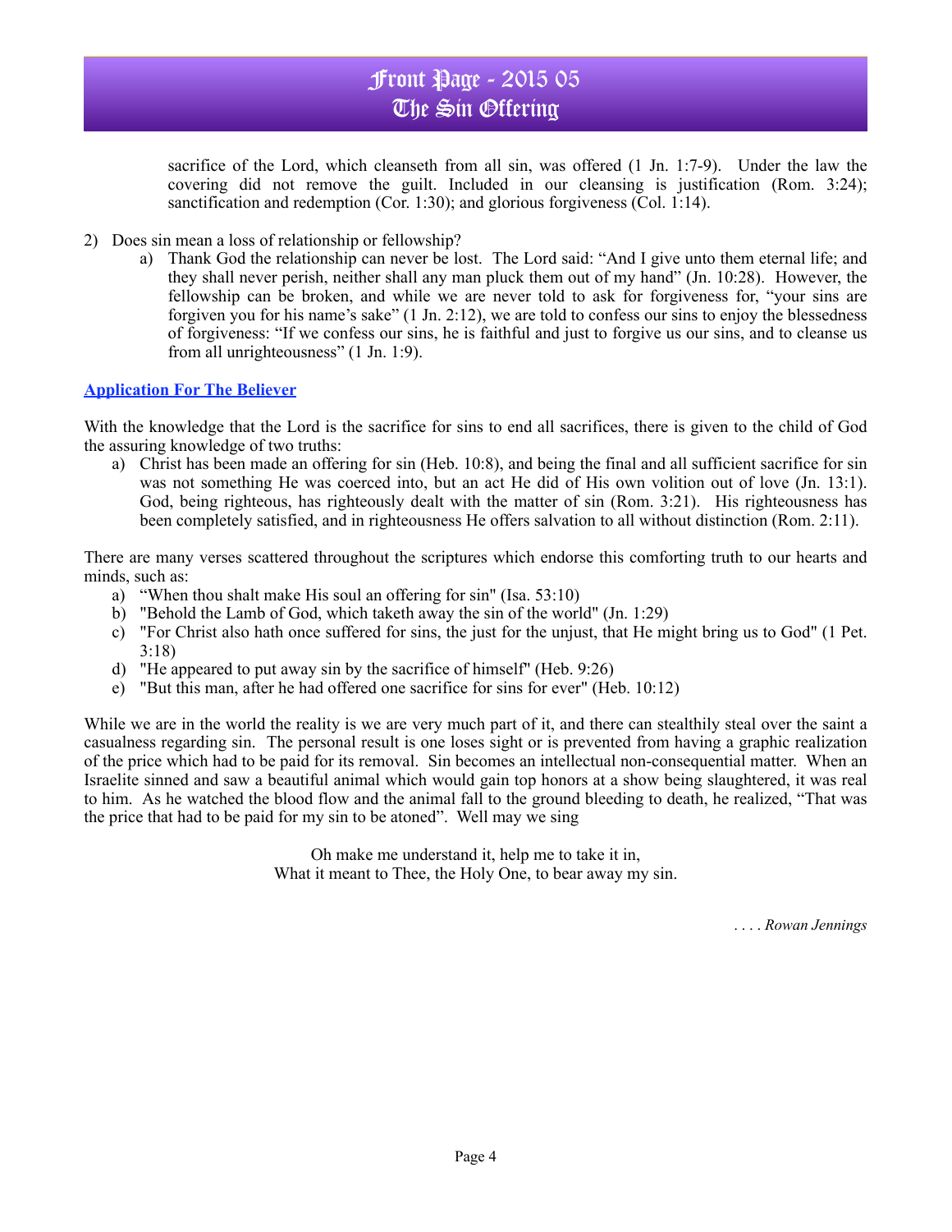sacrifice of the Lord, which cleanseth from all sin, was offered (1 Jn. 1:7-9). Under the law the covering did not remove the guilt. Included in our cleansing is justification (Rom. 3:24); sanctification and redemption (Cor. 1:30); and glorious forgiveness (Col. 1:14).

2) Does sin mean a loss of relationship or fellowship?
   a) Thank God the relationship can never be lost. The Lord said: "And I give unto them eternal life; and they shall never perish, neither shall any man pluck them out of my hand" (Jn. 10:28). However, the fellowship can be broken, and while we are never told to ask for forgiveness for, "your sins are forgiven you for his name's sake" (1 Jn. 2:12), we are told to confess our sins to enjoy the blessedness of forgiveness: "If we confess our sins, he is faithful and just to forgive us our sins, and to cleanse us from all unrighteousness" (1 Jn. 1:9).

## Application For The Believer

With the knowledge that the Lord is the sacrifice for sins to end all sacrifices, there is given to the child of God the assuring knowledge of two truths:

a) Christ has been made an offering for sin (Heb. 10:8), and being the final and all sufficient sacrifice for sin was not something He was coerced into, but an act He did of His own volition out of love (Jn. 13:1). God, being righteous, has righteously dealt with the matter of sin (Rom. 3:21). His righteousness has been completely satisfied, and in righteousness He offers salvation to all without distinction (Rom. 2:11).

There are many verses scattered throughout the scriptures which endorse this comforting truth to our hearts and minds, such as:

a) "When thou shalt make His soul an offering for sin" (Isa. 53:10)
b) "Behold the Lamb of God, which taketh away the sin of the world" (Jn. 1:29)
c) "For Christ also hath once suffered for sins, the just for the unjust, that He might bring us to God" (1 Pet. 3:18)
d) "He appeared to put away sin by the sacrifice of himself" (Heb. 9:26)
e) "But this man, after he had offered one sacrifice for sins for ever" (Heb. 10:12)

While we are in the world the reality is we are very much part of it, and there can stealthily steal over the saint a casualness regarding sin. The personal result is one loses sight or is prevented from having a graphic realization of the price which had to be paid for its removal. Sin becomes an intellectual non-consequential matter. When an Israelite sinned and saw a beautiful animal which would gain top honors at a show being slaughtered, it was real to him. As he watched the blood flow and the animal fall to the ground bleeding to death, he realized, "That was the price that had to be paid for my sin to be atoned". Well may we sing

Oh make me understand it, help me to take it in,
What it meant to Thee, the Holy One, to bear away my sin.

. . . . *Rowan Jennings*